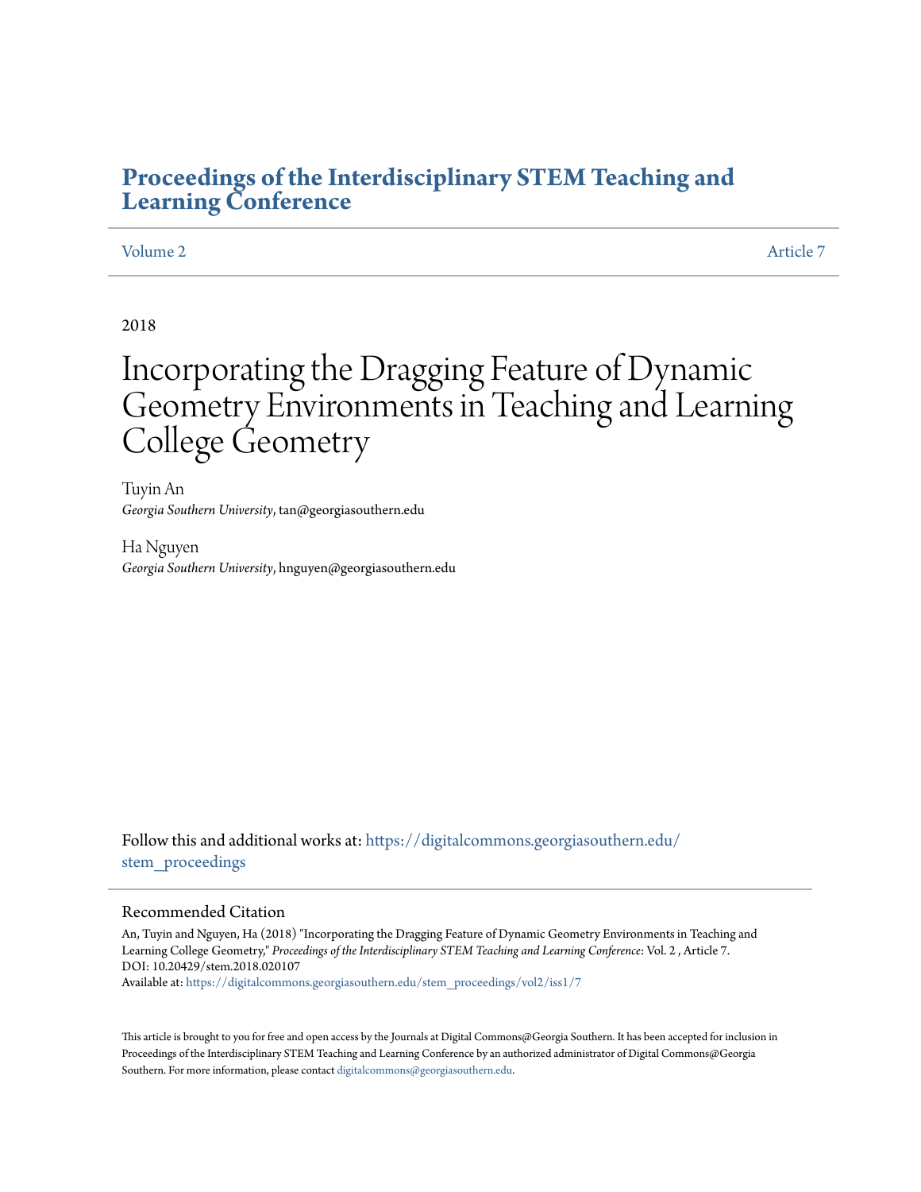# Proceedings of the Interdisciplinary STEM Teaching and Learning Conference

Volume 2 | Article 7

2018

# Incorporating the Dragging Feature of Dynamic Geometry Environments in Teaching and Learning College Geometry

Tuyin An
*Georgia Southern University*, tan@georgiasouthern.edu

Ha Nguyen
*Georgia Southern University*, hnguyen@georgiasouthern.edu

Follow this and additional works at: https://digitalcommons.georgiasouthern.edu/stem_proceedings

## Recommended Citation

An, Tuyin and Nguyen, Ha (2018) "Incorporating the Dragging Feature of Dynamic Geometry Environments in Teaching and Learning College Geometry," *Proceedings of the Interdisciplinary STEM Teaching and Learning Conference*: Vol. 2 , Article 7.
DOI: 10.20429/stem.2018.020107
Available at: https://digitalcommons.georgiasouthern.edu/stem_proceedings/vol2/iss1/7

This article is brought to you for free and open access by the Journals at Digital Commons@Georgia Southern. It has been accepted for inclusion in Proceedings of the Interdisciplinary STEM Teaching and Learning Conference by an authorized administrator of Digital Commons@Georgia Southern. For more information, please contact digitalcommons@georgiasouthern.edu.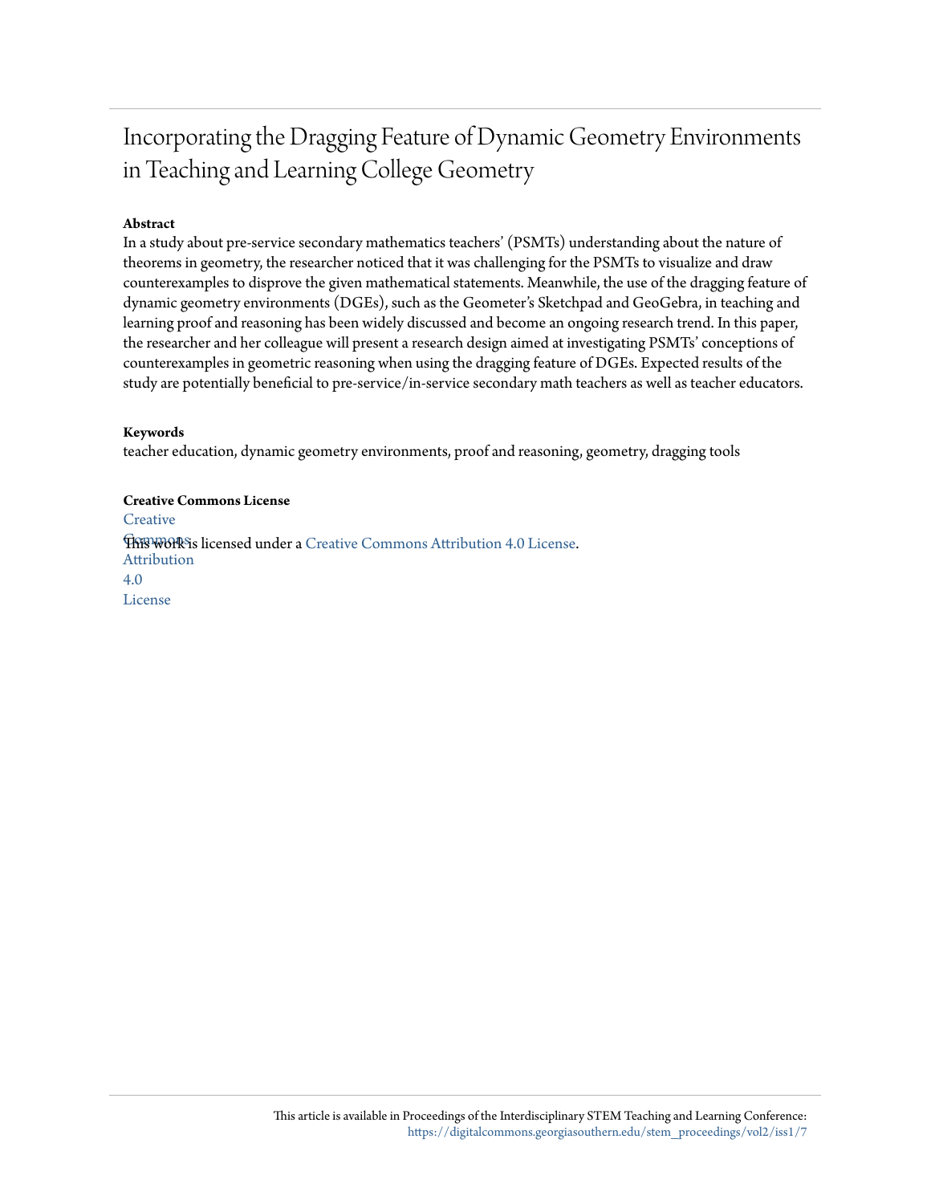# Incorporating the Dragging Feature of Dynamic Geometry Environments in Teaching and Learning College Geometry

**Abstract**

In a study about pre-service secondary mathematics teachers' (PSMTs) understanding about the nature of theorems in geometry, the researcher noticed that it was challenging for the PSMTs to visualize and draw counterexamples to disprove the given mathematical statements. Meanwhile, the use of the dragging feature of dynamic geometry environments (DGEs), such as the Geometer's Sketchpad and GeoGebra, in teaching and learning proof and reasoning has been widely discussed and become an ongoing research trend. In this paper, the researcher and her colleague will present a research design aimed at investigating PSMTs' conceptions of counterexamples in geometric reasoning when using the dragging feature of DGEs. Expected results of the study are potentially beneficial to pre-service/in-service secondary math teachers as well as teacher educators.

**Keywords**

teacher education, dynamic geometry environments, proof and reasoning, geometry, dragging tools

**Creative Commons License**

This work is licensed under a Creative Commons Attribution 4.0 License.

This article is available in Proceedings of the Interdisciplinary STEM Teaching and Learning Conference: https://digitalcommons.georgiasouthern.edu/stem_proceedings/vol2/iss1/7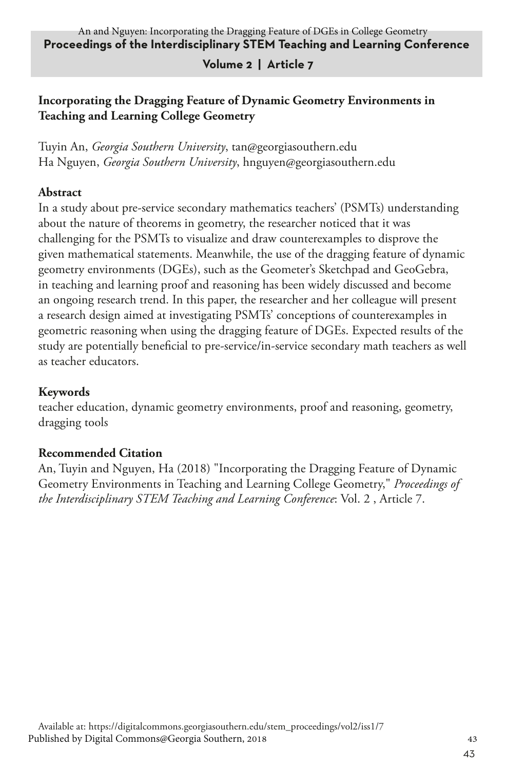## Incorporating the Dragging Feature of Dynamic Geometry Environments in Teaching and Learning College Geometry

Tuyin An, *Georgia Southern University*, tan@georgiasouthern.edu
Ha Nguyen, *Georgia Southern University*, hnguyen@georgiasouthern.edu

### Abstract

In a study about pre-service secondary mathematics teachers' (PSMTs) understanding about the nature of theorems in geometry, the researcher noticed that it was challenging for the PSMTs to visualize and draw counterexamples to disprove the given mathematical statements. Meanwhile, the use of the dragging feature of dynamic geometry environments (DGEs), such as the Geometer's Sketchpad and GeoGebra, in teaching and learning proof and reasoning has been widely discussed and become an ongoing research trend. In this paper, the researcher and her colleague will present a research design aimed at investigating PSMTs' conceptions of counterexamples in geometric reasoning when using the dragging feature of DGEs. Expected results of the study are potentially beneficial to pre-service/in-service secondary math teachers as well as teacher educators.

### Keywords

teacher education, dynamic geometry environments, proof and reasoning, geometry, dragging tools

### Recommended Citation

An, Tuyin and Nguyen, Ha (2018) "Incorporating the Dragging Feature of Dynamic Geometry Environments in Teaching and Learning College Geometry," *Proceedings of the Interdisciplinary STEM Teaching and Learning Conference*: Vol. 2 , Article 7.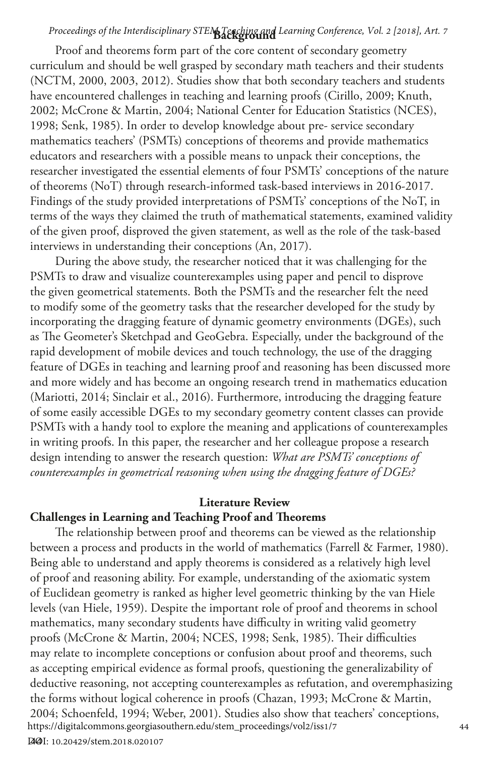## Background

Proof and theorems form part of the core content of secondary geometry curriculum and should be well grasped by secondary math teachers and their students (NCTM, 2000, 2003, 2012). Studies show that both secondary teachers and students have encountered challenges in teaching and learning proofs (Cirillo, 2009; Knuth, 2002; McCrone & Martin, 2004; National Center for Education Statistics (NCES), 1998; Senk, 1985). In order to develop knowledge about pre- service secondary mathematics teachers' (PSMTs) conceptions of theorems and provide mathematics educators and researchers with a possible means to unpack their conceptions, the researcher investigated the essential elements of four PSMTs' conceptions of the nature of theorems (NoT) through research-informed task-based interviews in 2016-2017. Findings of the study provided interpretations of PSMTs' conceptions of the NoT, in terms of the ways they claimed the truth of mathematical statements, examined validity of the given proof, disproved the given statement, as well as the role of the task-based interviews in understanding their conceptions (An, 2017).

During the above study, the researcher noticed that it was challenging for the PSMTs to draw and visualize counterexamples using paper and pencil to disprove the given geometrical statements. Both the PSMTs and the researcher felt the need to modify some of the geometry tasks that the researcher developed for the study by incorporating the dragging feature of dynamic geometry environments (DGEs), such as The Geometer's Sketchpad and GeoGebra. Especially, under the background of the rapid development of mobile devices and touch technology, the use of the dragging feature of DGEs in teaching and learning proof and reasoning has been discussed more and more widely and has become an ongoing research trend in mathematics education (Mariotti, 2014; Sinclair et al., 2016). Furthermore, introducing the dragging feature of some easily accessible DGEs to my secondary geometry content classes can provide PSMTs with a handy tool to explore the meaning and applications of counterexamples in writing proofs. In this paper, the researcher and her colleague propose a research design intending to answer the research question: *What are PSMTs' conceptions of counterexamples in geometrical reasoning when using the dragging feature of DGEs?*

## Literature Review

### Challenges in Learning and Teaching Proof and Theorems

The relationship between proof and theorems can be viewed as the relationship between a process and products in the world of mathematics (Farrell & Farmer, 1980). Being able to understand and apply theorems is considered as a relatively high level of proof and reasoning ability. For example, understanding of the axiomatic system of Euclidean geometry is ranked as higher level geometric thinking by the van Hiele levels (van Hiele, 1959). Despite the important role of proof and theorems in school mathematics, many secondary students have difficulty in writing valid geometry proofs (McCrone & Martin, 2004; NCES, 1998; Senk, 1985). Their difficulties may relate to incomplete conceptions or confusion about proof and theorems, such as accepting empirical evidence as formal proofs, questioning the generalizability of deductive reasoning, not accepting counterexamples as refutation, and overemphasizing the forms without logical coherence in proofs (Chazan, 1993; McCrone & Martin, 2004; Schoenfeld, 1994; Weber, 2001). Studies also show that teachers' conceptions,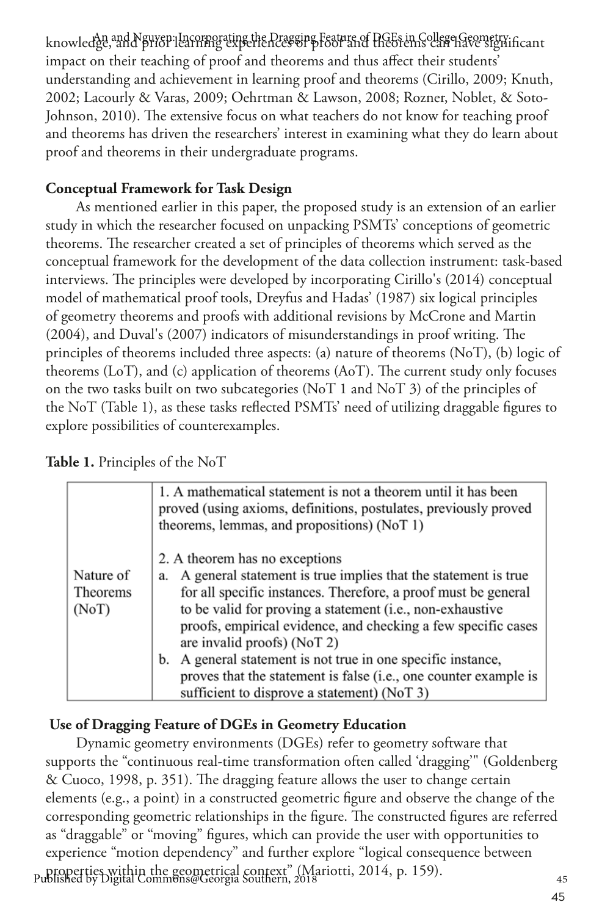knowledge, and prior learning experiences of proof and theorems can have significant impact on their teaching of proof and theorems and thus affect their students' understanding and achievement in learning proof and theorems (Cirillo, 2009; Knuth, 2002; Lacourly & Varas, 2009; Oehrtman & Lawson, 2008; Rozner, Noblet, & Soto-Johnson, 2010). The extensive focus on what teachers do not know for teaching proof and theorems has driven the researchers' interest in examining what they do learn about proof and theorems in their undergraduate programs.

**Conceptual Framework for Task Design**

As mentioned earlier in this paper, the proposed study is an extension of an earlier study in which the researcher focused on unpacking PSMTs' conceptions of geometric theorems. The researcher created a set of principles of theorems which served as the conceptual framework for the development of the data collection instrument: task-based interviews. The principles were developed by incorporating Cirillo's (2014) conceptual model of mathematical proof tools, Dreyfus and Hadas' (1987) six logical principles of geometry theorems and proofs with additional revisions by McCrone and Martin (2004), and Duval's (2007) indicators of misunderstandings in proof writing. The principles of theorems included three aspects: (a) nature of theorems (NoT), (b) logic of theorems (LoT), and (c) application of theorems (AoT). The current study only focuses on the two tasks built on two subcategories (NoT 1 and NoT 3) of the principles of the NoT (Table 1), as these tasks reflected PSMTs' need of utilizing draggable figures to explore possibilities of counterexamples.

**Table 1.** Principles of the NoT

| | |
|---|---|
| Nature of Theorems (NoT) | 1. A mathematical statement is not a theorem until it has been proved (using axioms, definitions, postulates, previously proved theorems, lemmas, and propositions) (NoT 1)<br><br>2. A theorem has no exceptions<br>a. A general statement is true implies that the statement is true for all specific instances. Therefore, a proof must be general to be valid for proving a statement (i.e., non-exhaustive proofs, empirical evidence, and checking a few specific cases are invalid proofs) (NoT 2)<br>b. A general statement is not true in one specific instance, proves that the statement is false (i.e., one counter example is sufficient to disprove a statement) (NoT 3) |

**Use of Dragging Feature of DGEs in Geometry Education**

Dynamic geometry environments (DGEs) refer to geometry software that supports the "continuous real-time transformation often called 'dragging'" (Goldenberg & Cuoco, 1998, p. 351). The dragging feature allows the user to change certain elements (e.g., a point) in a constructed geometric figure and observe the change of the corresponding geometric relationships in the figure. The constructed figures are referred as "draggable" or "moving" figures, which can provide the user with opportunities to experience "motion dependency" and further explore "logical consequence between properties within the geometrical context" (Mariotti, 2014, p. 159).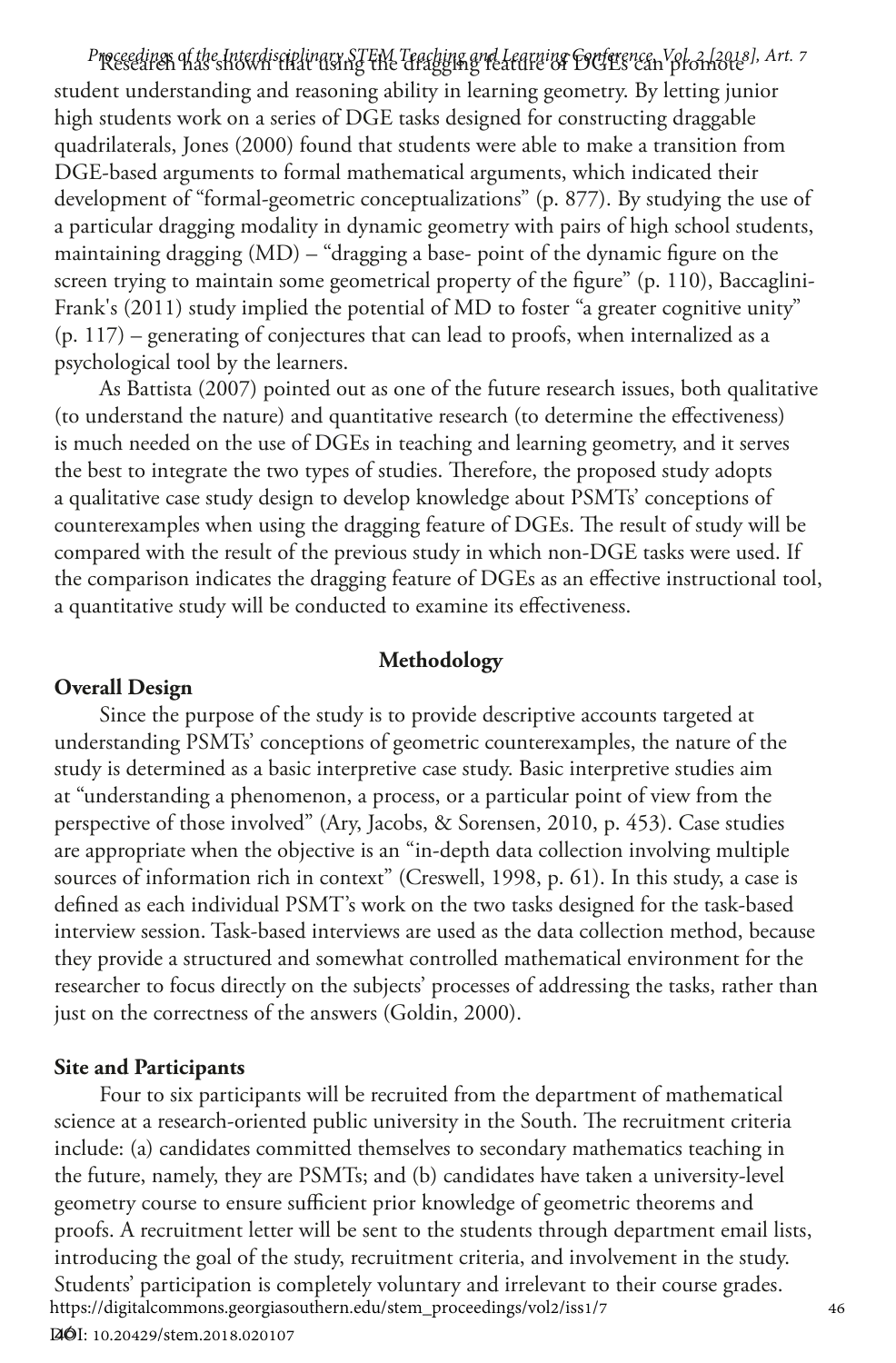Research has shown that using the dragging feature of DGEs can promote student understanding and reasoning ability in learning geometry. By letting junior high students work on a series of DGE tasks designed for constructing draggable quadrilaterals, Jones (2000) found that students were able to make a transition from DGE-based arguments to formal mathematical arguments, which indicated their development of "formal-geometric conceptualizations" (p. 877). By studying the use of a particular dragging modality in dynamic geometry with pairs of high school students, maintaining dragging (MD) – "dragging a base- point of the dynamic figure on the screen trying to maintain some geometrical property of the figure" (p. 110), Baccaglini-Frank's (2011) study implied the potential of MD to foster "a greater cognitive unity" (p. 117) – generating of conjectures that can lead to proofs, when internalized as a psychological tool by the learners.

As Battista (2007) pointed out as one of the future research issues, both qualitative (to understand the nature) and quantitative research (to determine the effectiveness) is much needed on the use of DGEs in teaching and learning geometry, and it serves the best to integrate the two types of studies. Therefore, the proposed study adopts a qualitative case study design to develop knowledge about PSMTs' conceptions of counterexamples when using the dragging feature of DGEs. The result of study will be compared with the result of the previous study in which non-DGE tasks were used. If the comparison indicates the dragging feature of DGEs as an effective instructional tool, a quantitative study will be conducted to examine its effectiveness.

## Methodology

### Overall Design

Since the purpose of the study is to provide descriptive accounts targeted at understanding PSMTs' conceptions of geometric counterexamples, the nature of the study is determined as a basic interpretive case study. Basic interpretive studies aim at "understanding a phenomenon, a process, or a particular point of view from the perspective of those involved" (Ary, Jacobs, & Sorensen, 2010, p. 453). Case studies are appropriate when the objective is an "in-depth data collection involving multiple sources of information rich in context" (Creswell, 1998, p. 61). In this study, a case is defined as each individual PSMT's work on the two tasks designed for the task-based interview session. Task-based interviews are used as the data collection method, because they provide a structured and somewhat controlled mathematical environment for the researcher to focus directly on the subjects' processes of addressing the tasks, rather than just on the correctness of the answers (Goldin, 2000).

### Site and Participants

Four to six participants will be recruited from the department of mathematical science at a research-oriented public university in the South. The recruitment criteria include: (a) candidates committed themselves to secondary mathematics teaching in the future, namely, they are PSMTs; and (b) candidates have taken a university-level geometry course to ensure sufficient prior knowledge of geometric theorems and proofs. A recruitment letter will be sent to the students through department email lists, introducing the goal of the study, recruitment criteria, and involvement in the study. Students' participation is completely voluntary and irrelevant to their course grades.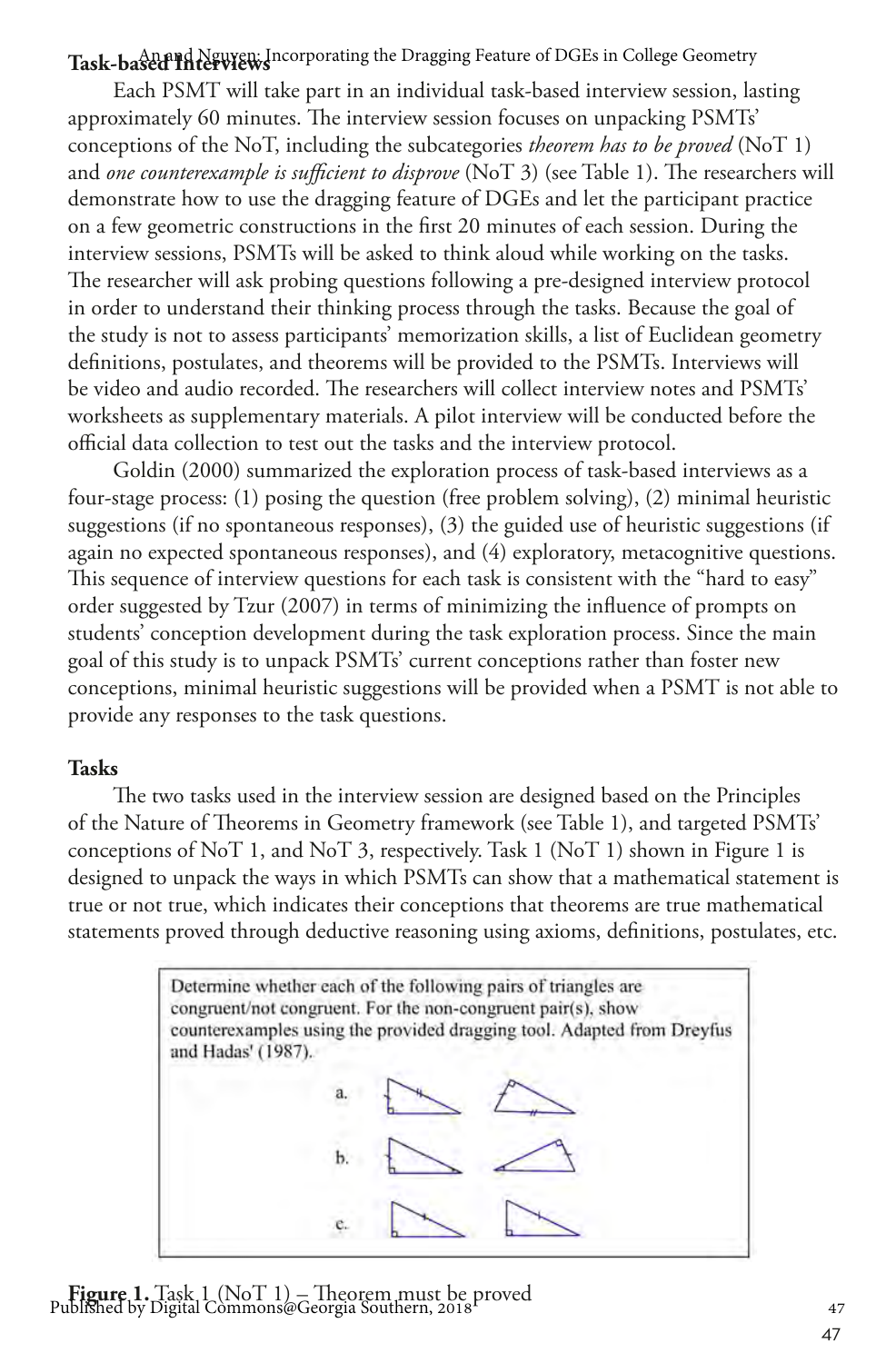### Task-based Interviews

Each PSMT will take part in an individual task-based interview session, lasting approximately 60 minutes. The interview session focuses on unpacking PSMTs' conceptions of the NoT, including the subcategories *theorem has to be proved* (NoT 1) and *one counterexample is sufficient to disprove* (NoT 3) (see Table 1). The researchers will demonstrate how to use the dragging feature of DGEs and let the participant practice on a few geometric constructions in the first 20 minutes of each session. During the interview sessions, PSMTs will be asked to think aloud while working on the tasks. The researcher will ask probing questions following a pre-designed interview protocol in order to understand their thinking process through the tasks. Because the goal of the study is not to assess participants' memorization skills, a list of Euclidean geometry definitions, postulates, and theorems will be provided to the PSMTs. Interviews will be video and audio recorded. The researchers will collect interview notes and PSMTs' worksheets as supplementary materials. A pilot interview will be conducted before the official data collection to test out the tasks and the interview protocol.

Goldin (2000) summarized the exploration process of task-based interviews as a four-stage process: (1) posing the question (free problem solving), (2) minimal heuristic suggestions (if no spontaneous responses), (3) the guided use of heuristic suggestions (if again no expected spontaneous responses), and (4) exploratory, metacognitive questions. This sequence of interview questions for each task is consistent with the "hard to easy" order suggested by Tzur (2007) in terms of minimizing the influence of prompts on students' conception development during the task exploration process. Since the main goal of this study is to unpack PSMTs' current conceptions rather than foster new conceptions, minimal heuristic suggestions will be provided when a PSMT is not able to provide any responses to the task questions.

### Tasks

The two tasks used in the interview session are designed based on the Principles of the Nature of Theorems in Geometry framework (see Table 1), and targeted PSMTs' conceptions of NoT 1, and NoT 3, respectively. Task 1 (NoT 1) shown in Figure 1 is designed to unpack the ways in which PSMTs can show that a mathematical statement is true or not true, which indicates their conceptions that theorems are true mathematical statements proved through deductive reasoning using axioms, definitions, postulates, etc.

Determine whether each of the following pairs of triangles are congruent/not congruent. For the non-congruent pair(s), show counterexamples using the provided dragging tool. Adapted from Dreyfus and Hadas' (1987).

a.

b.

c.

**Figure 1.** Task 1 (NoT 1) – Theorem must be proved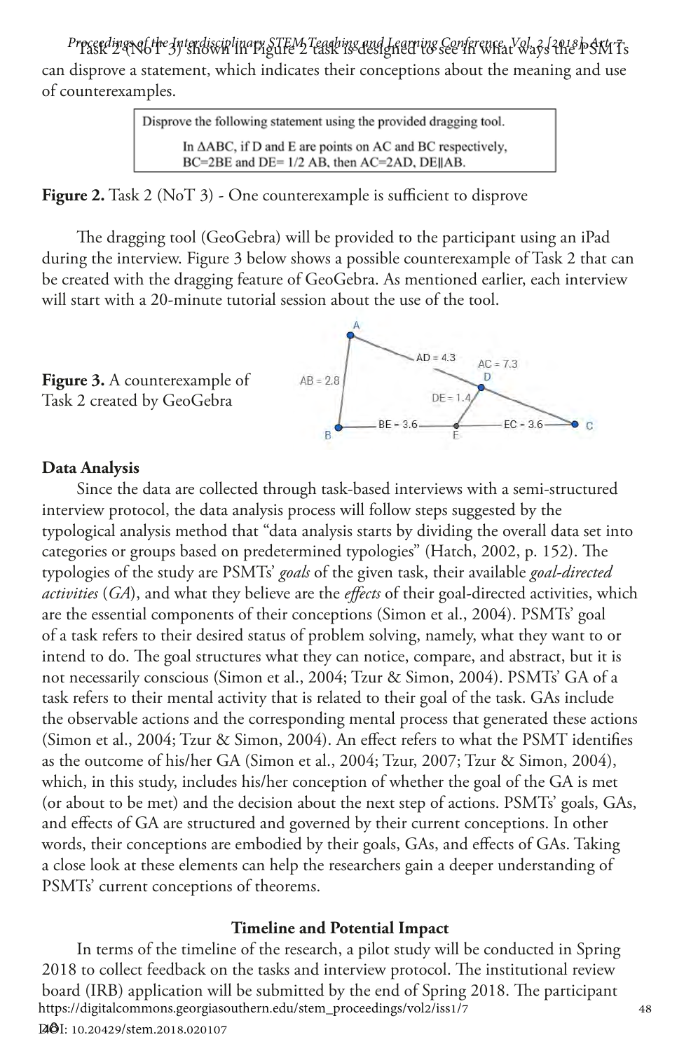Task 2 (NoT 3) shown in Figure 2 task is designed to see in what ways the PSMTs can disprove a statement, which indicates their conceptions about the meaning and use of counterexamples.

> Disprove the following statement using the provided dragging tool.
>
> In ΔABC, if D and E are points on AC and BC respectively, BC=2BE and DE= 1/2 AB, then AC=2AD, DE∥AB.

**Figure 2.** Task 2 (NoT 3) - One counterexample is sufficient to disprove

The dragging tool (GeoGebra) will be provided to the participant using an iPad during the interview. Figure 3 below shows a possible counterexample of Task 2 that can be created with the dragging feature of GeoGebra. As mentioned earlier, each interview will start with a 20-minute tutorial session about the use of the tool.

**Figure 3.** A counterexample of Task 2 created by GeoGebra

### Data Analysis

Since the data are collected through task-based interviews with a semi-structured interview protocol, the data analysis process will follow steps suggested by the typological analysis method that "data analysis starts by dividing the overall data set into categories or groups based on predetermined typologies" (Hatch, 2002, p. 152). The typologies of the study are PSMTs' *goals* of the given task, their available *goal-directed activities* (*GA*), and what they believe are the *effects* of their goal-directed activities, which are the essential components of their conceptions (Simon et al., 2004). PSMTs' goal of a task refers to their desired status of problem solving, namely, what they want to or intend to do. The goal structures what they can notice, compare, and abstract, but it is not necessarily conscious (Simon et al., 2004; Tzur & Simon, 2004). PSMTs' GA of a task refers to their mental activity that is related to their goal of the task. GAs include the observable actions and the corresponding mental process that generated these actions (Simon et al., 2004; Tzur & Simon, 2004). An effect refers to what the PSMT identifies as the outcome of his/her GA (Simon et al., 2004; Tzur, 2007; Tzur & Simon, 2004), which, in this study, includes his/her conception of whether the goal of the GA is met (or about to be met) and the decision about the next step of actions. PSMTs' goals, GAs, and effects of GA are structured and governed by their current conceptions. In other words, their conceptions are embodied by their goals, GAs, and effects of GAs. Taking a close look at these elements can help the researchers gain a deeper understanding of PSMTs' current conceptions of theorems.

### Timeline and Potential Impact

In terms of the timeline of the research, a pilot study will be conducted in Spring 2018 to collect feedback on the tasks and interview protocol. The institutional review board (IRB) application will be submitted by the end of Spring 2018. The participant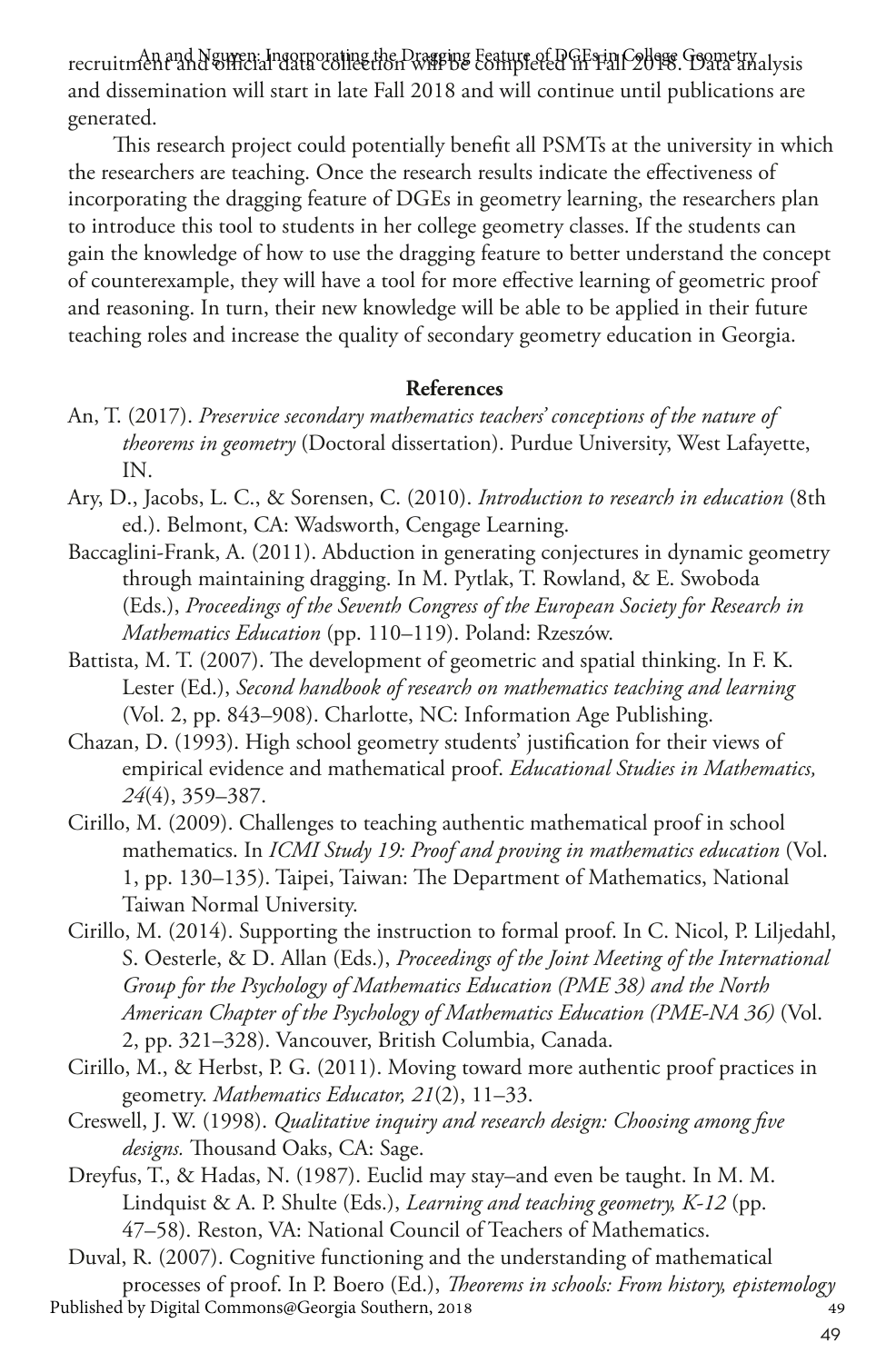recruitment and official data collection will be completed in Fall 2018. Data analysis and dissemination will start in late Fall 2018 and will continue until publications are generated.

This research project could potentially benefit all PSMTs at the university in which the researchers are teaching. Once the research results indicate the effectiveness of incorporating the dragging feature of DGEs in geometry learning, the researchers plan to introduce this tool to students in her college geometry classes. If the students can gain the knowledge of how to use the dragging feature to better understand the concept of counterexample, they will have a tool for more effective learning of geometric proof and reasoning. In turn, their new knowledge will be able to be applied in their future teaching roles and increase the quality of secondary geometry education in Georgia.

## References

An, T. (2017). *Preservice secondary mathematics teachers' conceptions of the nature of theorems in geometry* (Doctoral dissertation). Purdue University, West Lafayette, IN.

Ary, D., Jacobs, L. C., & Sorensen, C. (2010). *Introduction to research in education* (8th ed.). Belmont, CA: Wadsworth, Cengage Learning.

Baccaglini-Frank, A. (2011). Abduction in generating conjectures in dynamic geometry through maintaining dragging. In M. Pytlak, T. Rowland, & E. Swoboda (Eds.), *Proceedings of the Seventh Congress of the European Society for Research in Mathematics Education* (pp. 110–119). Poland: Rzeszów.

Battista, M. T. (2007). The development of geometric and spatial thinking. In F. K. Lester (Ed.), *Second handbook of research on mathematics teaching and learning* (Vol. 2, pp. 843–908). Charlotte, NC: Information Age Publishing.

Chazan, D. (1993). High school geometry students' justification for their views of empirical evidence and mathematical proof. *Educational Studies in Mathematics, 24*(4), 359–387.

Cirillo, M. (2009). Challenges to teaching authentic mathematical proof in school mathematics. In *ICMI Study 19: Proof and proving in mathematics education* (Vol. 1, pp. 130–135). Taipei, Taiwan: The Department of Mathematics, National Taiwan Normal University.

Cirillo, M. (2014). Supporting the instruction to formal proof. In C. Nicol, P. Liljedahl, S. Oesterle, & D. Allan (Eds.), *Proceedings of the Joint Meeting of the International Group for the Psychology of Mathematics Education (PME 38) and the North American Chapter of the Psychology of Mathematics Education (PME-NA 36)* (Vol. 2, pp. 321–328). Vancouver, British Columbia, Canada.

Cirillo, M., & Herbst, P. G. (2011). Moving toward more authentic proof practices in geometry. *Mathematics Educator, 21*(2), 11–33.

Creswell, J. W. (1998). *Qualitative inquiry and research design: Choosing among five designs.* Thousand Oaks, CA: Sage.

Dreyfus, T., & Hadas, N. (1987). Euclid may stay–and even be taught. In M. M. Lindquist & A. P. Shulte (Eds.), *Learning and teaching geometry, K-12* (pp. 47–58). Reston, VA: National Council of Teachers of Mathematics.

Duval, R. (2007). Cognitive functioning and the understanding of mathematical processes of proof. In P. Boero (Ed.), *Theorems in schools: From history, epistemology*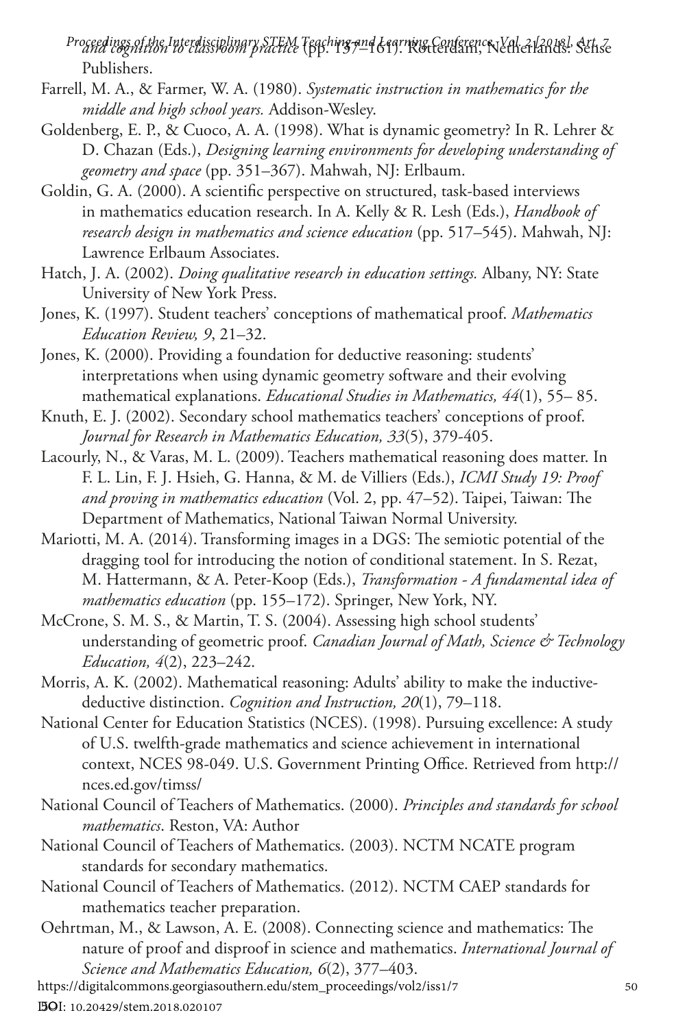*and cognition to classroom practice* (pp. 137–161). Rotterdam, Netherlands: Sense Publishers.

Farrell, M. A., & Farmer, W. A. (1980). *Systematic instruction in mathematics for the middle and high school years.* Addison-Wesley.

Goldenberg, E. P., & Cuoco, A. A. (1998). What is dynamic geometry? In R. Lehrer & D. Chazan (Eds.), *Designing learning environments for developing understanding of geometry and space* (pp. 351–367). Mahwah, NJ: Erlbaum.

Goldin, G. A. (2000). A scientific perspective on structured, task-based interviews in mathematics education research. In A. Kelly & R. Lesh (Eds.), *Handbook of research design in mathematics and science education* (pp. 517–545). Mahwah, NJ: Lawrence Erlbaum Associates.

Hatch, J. A. (2002). *Doing qualitative research in education settings.* Albany, NY: State University of New York Press.

Jones, K. (1997). Student teachers' conceptions of mathematical proof. *Mathematics Education Review, 9*, 21–32.

Jones, K. (2000). Providing a foundation for deductive reasoning: students' interpretations when using dynamic geometry software and their evolving mathematical explanations. *Educational Studies in Mathematics, 44*(1), 55– 85.

Knuth, E. J. (2002). Secondary school mathematics teachers' conceptions of proof. *Journal for Research in Mathematics Education, 33*(5), 379-405.

Lacourly, N., & Varas, M. L. (2009). Teachers mathematical reasoning does matter. In F. L. Lin, F. J. Hsieh, G. Hanna, & M. de Villiers (Eds.), *ICMI Study 19: Proof and proving in mathematics education* (Vol. 2, pp. 47–52). Taipei, Taiwan: The Department of Mathematics, National Taiwan Normal University.

Mariotti, M. A. (2014). Transforming images in a DGS: The semiotic potential of the dragging tool for introducing the notion of conditional statement. In S. Rezat, M. Hattermann, & A. Peter-Koop (Eds.), *Transformation - A fundamental idea of mathematics education* (pp. 155–172). Springer, New York, NY.

McCrone, S. M. S., & Martin, T. S. (2004). Assessing high school students' understanding of geometric proof. *Canadian Journal of Math, Science & Technology Education, 4*(2), 223–242.

Morris, A. K. (2002). Mathematical reasoning: Adults' ability to make the inductive-deductive distinction. *Cognition and Instruction, 20*(1), 79–118.

National Center for Education Statistics (NCES). (1998). Pursuing excellence: A study of U.S. twelfth-grade mathematics and science achievement in international context, NCES 98-049. U.S. Government Printing Office. Retrieved from http://nces.ed.gov/timss/

National Council of Teachers of Mathematics. (2000). *Principles and standards for school mathematics*. Reston, VA: Author

National Council of Teachers of Mathematics. (2003). NCTM NCATE program standards for secondary mathematics.

National Council of Teachers of Mathematics. (2012). NCTM CAEP standards for mathematics teacher preparation.

Oehrtman, M., & Lawson, A. E. (2008). Connecting science and mathematics: The nature of proof and disproof in science and mathematics. *International Journal of Science and Mathematics Education, 6*(2), 377–403.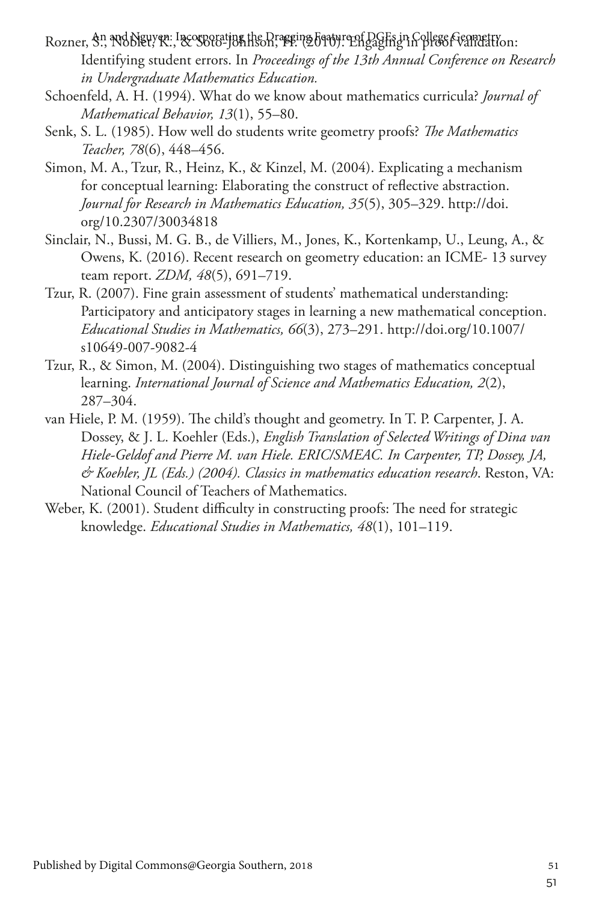Rozner, S., Noblet, K., & Soto-Johnson, H. (2010). Engaging in proof validation: Identifying student errors. In *Proceedings of the 13th Annual Conference on Research in Undergraduate Mathematics Education.*

Schoenfeld, A. H. (1994). What do we know about mathematics curricula? *Journal of Mathematical Behavior, 13*(1), 55–80.

Senk, S. L. (1985). How well do students write geometry proofs? *The Mathematics Teacher, 78*(6), 448–456.

Simon, M. A., Tzur, R., Heinz, K., & Kinzel, M. (2004). Explicating a mechanism for conceptual learning: Elaborating the construct of reflective abstraction. *Journal for Research in Mathematics Education, 35*(5), 305–329. http://doi.org/10.2307/30034818

Sinclair, N., Bussi, M. G. B., de Villiers, M., Jones, K., Kortenkamp, U., Leung, A., & Owens, K. (2016). Recent research on geometry education: an ICME- 13 survey team report. *ZDM, 48*(5), 691–719.

Tzur, R. (2007). Fine grain assessment of students' mathematical understanding: Participatory and anticipatory stages in learning a new mathematical conception. *Educational Studies in Mathematics, 66*(3), 273–291. http://doi.org/10.1007/s10649-007-9082-4

Tzur, R., & Simon, M. (2004). Distinguishing two stages of mathematics conceptual learning. *International Journal of Science and Mathematics Education, 2*(2), 287–304.

van Hiele, P. M. (1959). The child's thought and geometry. In T. P. Carpenter, J. A. Dossey, & J. L. Koehler (Eds.), *English Translation of Selected Writings of Dina van Hiele-Geldof and Pierre M. van Hiele. ERIC/SMEAC. In Carpenter, TP, Dossey, JA, & Koehler, JL (Eds.) (2004). Classics in mathematics education research*. Reston, VA: National Council of Teachers of Mathematics.

Weber, K. (2001). Student difficulty in constructing proofs: The need for strategic knowledge. *Educational Studies in Mathematics, 48*(1), 101–119.